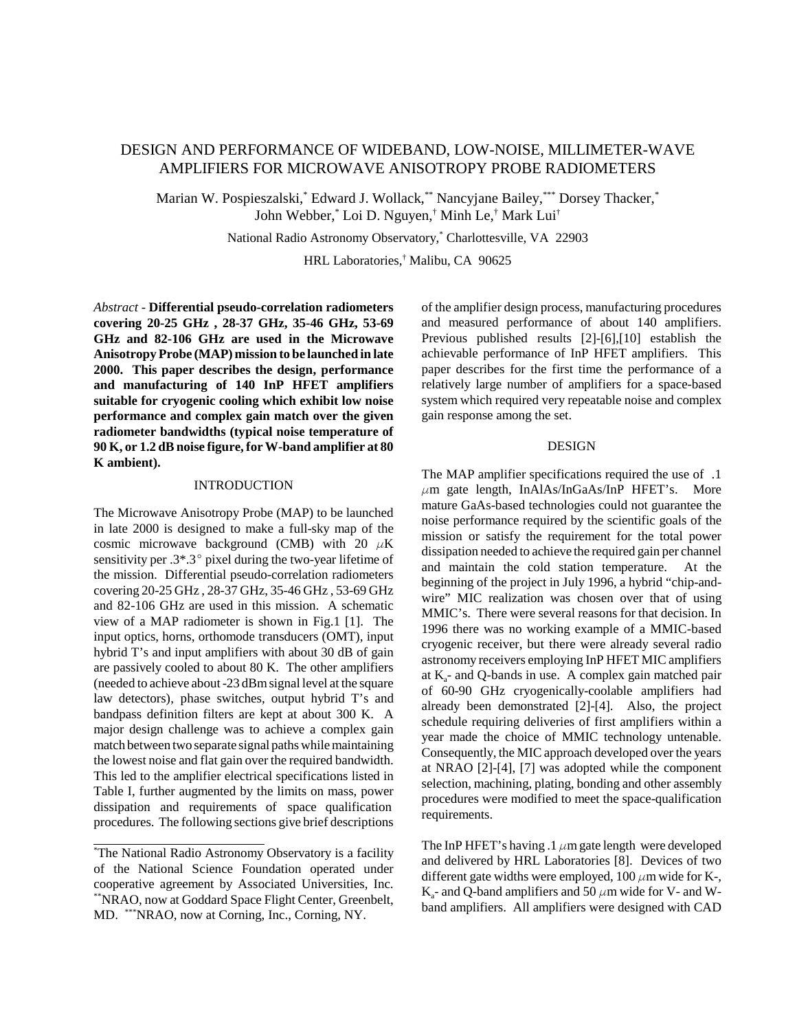# DESIGN AND PERFORMANCE OF WIDEBAND, LOW-NOISE, MILLIMETER-WAVE AMPLIFIERS FOR MICROWAVE ANISOTROPY PROBE RADIOMETERS

Marian W. Pospieszalski,* Edward J. Wollack,** Nancyjane Bailey,*** Dorsey Thacker,* John Webber,* Loi D. Nguyen,† Minh Le,† Mark Lui†

National Radio Astronomy Observatory,* Charlottesville, VA 22903

HRL Laboratories,† Malibu, CA 90625

*Abstract* - **Differential pseudo-correlation radiometers covering 20-25 GHz , 28-37 GHz, 35-46 GHz, 53-69 GHz and 82-106 GHz are used in the Microwave Anisotropy Probe (MAP) mission to be launched in late 2000. This paper describes the design, performance and manufacturing of 140 InP HFET amplifiers suitable for cryogenic cooling which exhibit low noise performance and complex gain match over the given radiometer bandwidths (typical noise temperature of 90 K, or 1.2 dB noise figure, for W-band amplifier at 80 K ambient).**

## INTRODUCTION

The Microwave Anisotropy Probe (MAP) to be launched in late 2000 is designed to make a full-sky map of the cosmic microwave background (CMB) with 20 $\mu$K sensitivity per .3*.3$^\circ$ pixel during the two-year lifetime of the mission. Differential pseudo-correlation radiometers covering 20-25 GHz , 28-37 GHz, 35-46 GHz , 53-69 GHz and 82-106 GHz are used in this mission. A schematic view of a MAP radiometer is shown in Fig.1 [1]. The input optics, horns, orthomode transducers (OMT), input hybrid T's and input amplifiers with about 30 dB of gain are passively cooled to about 80 K. The other amplifiers (needed to achieve about -23 dBm signal level at the square law detectors), phase switches, output hybrid T's and bandpass definition filters are kept at about 300 K. A major design challenge was to achieve a complex gain match between two separate signal paths while maintaining the lowest noise and flat gain over the required bandwidth. This led to the amplifier electrical specifications listed in Table I, further augmented by the limits on mass, power dissipation and requirements of space qualification procedures. The following sections give brief descriptions of the amplifier design process, manufacturing procedures and measured performance of about 140 amplifiers. Previous published results [2]-[6],[10] establish the achievable performance of InP HFET amplifiers. This paper describes for the first time the performance of a relatively large number of amplifiers for a space-based system which required very repeatable noise and complex gain response among the set.

## DESIGN

The MAP amplifier specifications required the use of .1 $\mu$m gate length, InAlAs/InGaAs/InP HFET's. More mature GaAs-based technologies could not guarantee the noise performance required by the scientific goals of the mission or satisfy the requirement for the total power dissipation needed to achieve the required gain per channel and maintain the cold station temperature. At the beginning of the project in July 1996, a hybrid "chip-and-wire" MIC realization was chosen over that of using MMIC's. There were several reasons for that decision. In 1996 there was no working example of a MMIC-based cryogenic receiver, but there were already several radio astronomy receivers employing InP HFET MIC amplifiers at $K_a$- and Q-bands in use. A complex gain matched pair of 60-90 GHz cryogenically-coolable amplifiers had already been demonstrated [2]-[4]. Also, the project schedule requiring deliveries of first amplifiers within a year made the choice of MMIC technology untenable. Consequently, the MIC approach developed over the years at NRAO [2]-[4], [7] was adopted while the component selection, machining, plating, bonding and other assembly procedures were modified to meet the space-qualification requirements.

The InP HFET's having .1 $\mu$m gate length were developed and delivered by HRL Laboratories [8]. Devices of two different gate widths were employed, 100 $\mu$m wide for K-, $K_a$- and Q-band amplifiers and 50 $\mu$m wide for V- and W-band amplifiers. All amplifiers were designed with CAD

*The National Radio Astronomy Observatory is a facility of the National Science Foundation operated under cooperative agreement by Associated Universities, Inc. **NRAO, now at Goddard Space Flight Center, Greenbelt, MD. ***NRAO, now at Corning, Inc., Corning, NY.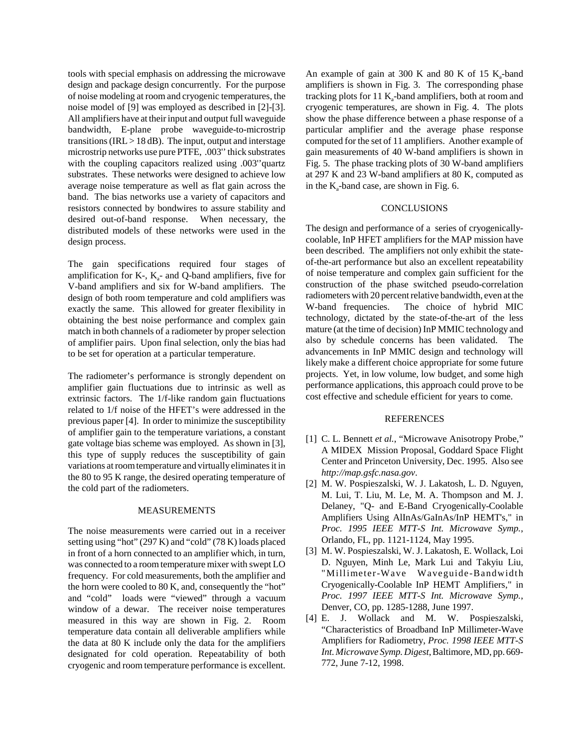tools with special emphasis on addressing the microwave design and package design concurrently. For the purpose of noise modeling at room and cryogenic temperatures, the noise model of [9] was employed as described in [2]-[3]. All amplifiers have at their input and output full waveguide bandwidth, E-plane probe waveguide-to-microstrip transitions (IRL > 18 dB). The input, output and interstage microstrip networks use pure PTFE, .003'' thick substrates with the coupling capacitors realized using .003''quartz substrates. These networks were designed to achieve low average noise temperature as well as flat gain across the band. The bias networks use a variety of capacitors and resistors connected by bondwires to assure stability and desired out-of-band response. When necessary, the distributed models of these networks were used in the design process.

The gain specifications required four stages of amplification for K-, $K_a$- and Q-band amplifiers, five for V-band amplifiers and six for W-band amplifiers. The design of both room temperature and cold amplifiers was exactly the same. This allowed for greater flexibility in obtaining the best noise performance and complex gain match in both channels of a radiometer by proper selection of amplifier pairs. Upon final selection, only the bias had to be set for operation at a particular temperature.

The radiometer's performance is strongly dependent on amplifier gain fluctuations due to intrinsic as well as extrinsic factors. The 1/f-like random gain fluctuations related to 1/f noise of the HFET's were addressed in the previous paper [4]. In order to minimize the susceptibility of amplifier gain to the temperature variations, a constant gate voltage bias scheme was employed. As shown in [3], this type of supply reduces the susceptibility of gain variations at room temperature and virtually eliminates it in the 80 to 95 K range, the desired operating temperature of the cold part of the radiometers.

## MEASUREMENTS

The noise measurements were carried out in a receiver setting using "hot" (297 K) and "cold" (78 K) loads placed in front of a horn connected to an amplifier which, in turn, was connected to a room temperature mixer with swept LO frequency. For cold measurements, both the amplifier and the horn were cooled to 80 K, and, consequently the "hot" and "cold" loads were "viewed" through a vacuum window of a dewar. The receiver noise temperatures measured in this way are shown in Fig. 2. Room temperature data contain all deliverable amplifiers while the data at 80 K include only the data for the amplifiers designated for cold operation. Repeatability of both cryogenic and room temperature performance is excellent.

An example of gain at 300 K and 80 K of 15 $K_a$-band amplifiers is shown in Fig. 3. The corresponding phase tracking plots for 11 $K_a$-band amplifiers, both at room and cryogenic temperatures, are shown in Fig. 4. The plots show the phase difference between a phase response of a particular amplifier and the average phase response computed for the set of 11 amplifiers. Another example of gain measurements of 40 W-band amplifiers is shown in Fig. 5. The phase tracking plots of 30 W-band amplifiers at 297 K and 23 W-band amplifiers at 80 K, computed as in the $K_a$-band case, are shown in Fig. 6.

## CONCLUSIONS

The design and performance of a series of cryogenically-coolable, InP HFET amplifiers for the MAP mission have been described. The amplifiers not only exhibit the state-of-the-art performance but also an excellent repeatability of noise temperature and complex gain sufficient for the construction of the phase switched pseudo-correlation radiometers with 20 percent relative bandwidth, even at the W-band frequencies. The choice of hybrid MIC technology, dictated by the state-of-the-art of the less mature (at the time of decision) InP MMIC technology and also by schedule concerns has been validated. The advancements in InP MMIC design and technology will likely make a different choice appropriate for some future projects. Yet, in low volume, low budget, and some high performance applications, this approach could prove to be cost effective and schedule efficient for years to come.

## REFERENCES

[1] C. L. Bennett *et al.*, "Microwave Anisotropy Probe," A MIDEX Mission Proposal, Goddard Space Flight Center and Princeton University, Dec. 1995. Also see *http://map.gsfc.nasa.gov*.

[2] M. W. Pospieszalski, W. J. Lakatosh, L. D. Nguyen, M. Lui, T. Liu, M. Le, M. A. Thompson and M. J. Delaney, "Q- and E-Band Cryogenically-Coolable Amplifiers Using AlInAs/GaInAs/InP HEMT's," in *Proc. 1995 IEEE MTT-S Int. Microwave Symp.*, Orlando, FL, pp. 1121-1124, May 1995.

[3] M. W. Pospieszalski, W. J. Lakatosh, E. Wollack, Loi D. Nguyen, Minh Le, Mark Lui and Takyiu Liu, "Millimeter-Wave Waveguide-Bandwidth Cryogenically-Coolable InP HEMT Amplifiers," in *Proc. 1997 IEEE MTT-S Int. Microwave Symp.*, Denver, CO, pp. 1285-1288, June 1997.

[4] E. J. Wollack and M. W. Pospieszalski, "Characteristics of Broadband InP Millimeter-Wave Amplifiers for Radiometry, *Proc. 1998 IEEE MTT-S Int. Microwave Symp. Digest*, Baltimore, MD, pp. 669-772, June 7-12, 1998.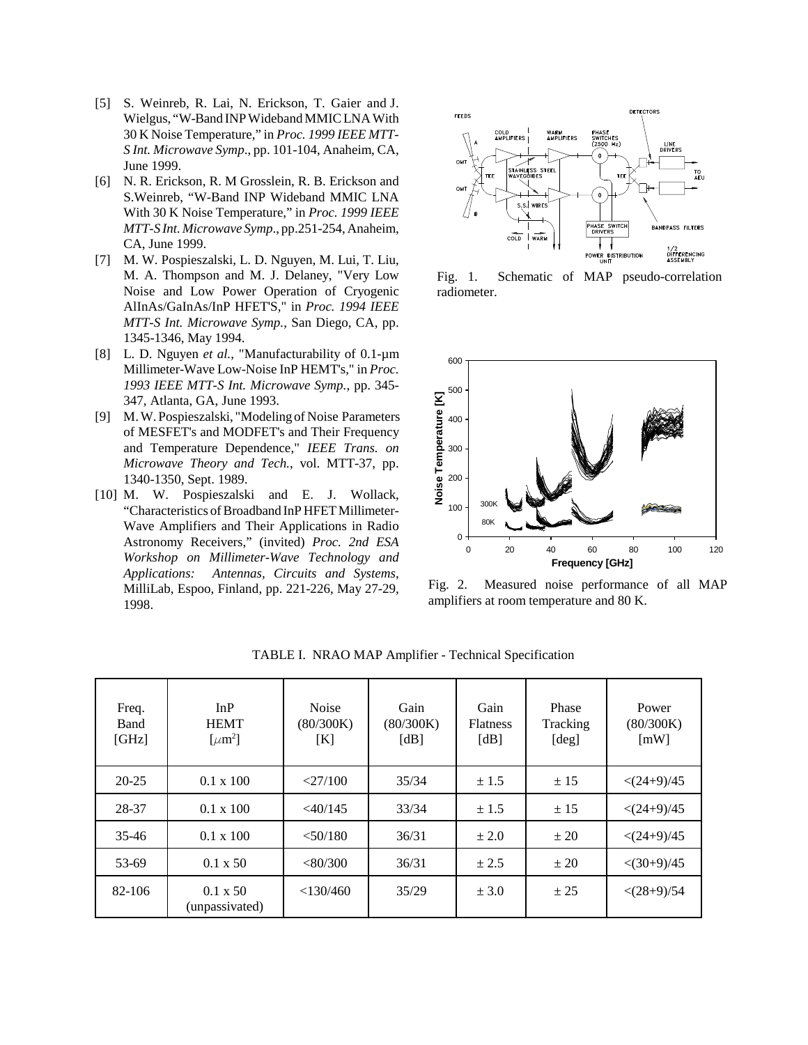[5] S. Weinreb, R. Lai, N. Erickson, T. Gaier and J. Wielgus, "W-Band INP Wideband MMIC LNA With 30 K Noise Temperature," in *Proc. 1999 IEEE MTT-S Int. Microwave Symp*., pp. 101-104, Anaheim, CA, June 1999.

[6] N. R. Erickson, R. M Grosslein, R. B. Erickson and S.Weinreb, "W-Band INP Wideband MMIC LNA With 30 K Noise Temperature," in *Proc. 1999 IEEE MTT-S Int. Microwave Symp*., pp.251-254, Anaheim, CA, June 1999.

[7] M. W. Pospieszalski, L. D. Nguyen, M. Lui, T. Liu, M. A. Thompson and M. J. Delaney, "Very Low Noise and Low Power Operation of Cryogenic AlInAs/GaInAs/InP HFET'S," in *Proc. 1994 IEEE MTT-S Int. Microwave Symp.*, San Diego, CA, pp. 1345-1346, May 1994.

[8] L. D. Nguyen *et al.*, "Manufacturability of 0.1-μm Millimeter-Wave Low-Noise InP HEMT's," in *Proc. 1993 IEEE MTT-S Int. Microwave Symp.*, pp. 345-347, Atlanta, GA, June 1993.

[9] M. W. Pospieszalski, "Modeling of Noise Parameters of MESFET's and MODFET's and Their Frequency and Temperature Dependence," *IEEE Trans. on Microwave Theory and Tech.*, vol. MTT-37, pp. 1340-1350, Sept. 1989.

[10] M. W. Pospieszalski and E. J. Wollack, "Characteristics of Broadband InP HFET Millimeter-Wave Amplifiers and Their Applications in Radio Astronomy Receivers," (invited) *Proc. 2nd ESA Workshop on Millimeter-Wave Technology and Applications: Antennas, Circuits and Systems*, MilliLab, Espoo, Finland, pp. 221-226, May 27-29, 1998.

Fig. 1. Schematic of MAP pseudo-correlation radiometer.

Fig. 2. Measured noise performance of all MAP amplifiers at room temperature and 80 K.

TABLE I. NRAO MAP Amplifier - Technical Specification

| Freq. Band [GHz] | InP HEMT [$\mu m^2$] | Noise (80/300K) [K] | Gain (80/300K) [dB] | Gain Flatness [dB] | Phase Tracking [deg] | Power (80/300K) [mW] |
|---|---|---|---|---|---|---|
| 20-25 | 0.1 x 100 | <27/100 | 35/34 | ± 1.5 | ± 15 | <(24+9)/45 |
| 28-37 | 0.1 x 100 | <40/145 | 33/34 | ± 1.5 | ± 15 | <(24+9)/45 |
| 35-46 | 0.1 x 100 | <50/180 | 36/31 | ± 2.0 | ± 20 | <(24+9)/45 |
| 53-69 | 0.1 x 50 | <80/300 | 36/31 | ± 2.5 | ± 20 | <(30+9)/45 |
| 82-106 | 0.1 x 50 (unpassivated) | <130/460 | 35/29 | ± 3.0 | ± 25 | <(28+9)/54 |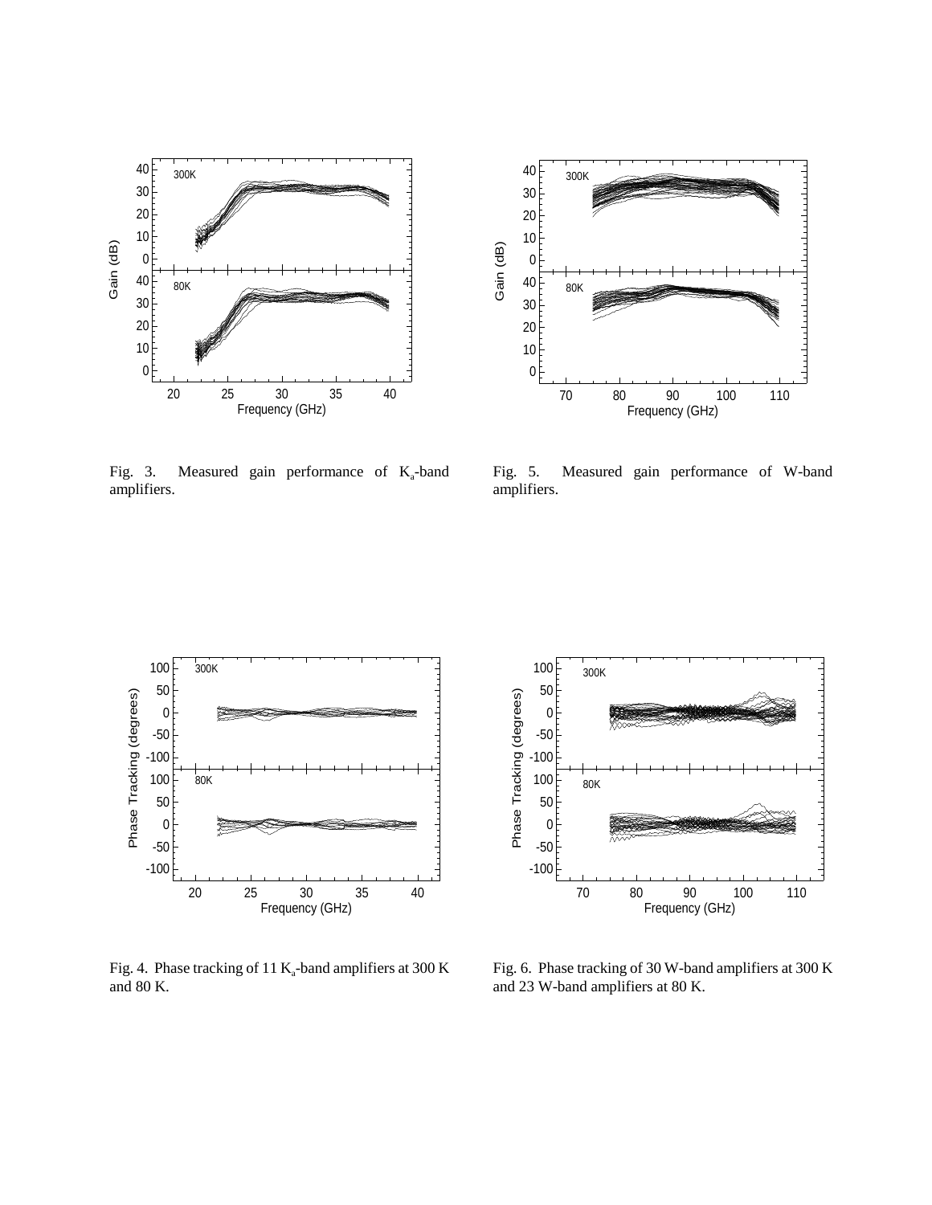300K

80K

Gain (dB)

40
30
20
10
0
40
30
20
10
0

20 25 30 35 40

Frequency (GHz)

Fig. 3. Measured gain performance of $K_a$-band amplifiers.

300K

80K

Gain (dB)

40
30
20
10
0
40
30
20
10
0

70 80 90 100 110

Frequency (GHz)

Fig. 5. Measured gain performance of W-band amplifiers.

300K

80K

Phase Tracking (degrees)

100
50
0
-50
-100
100
50
0
-50
-100

20 25 30 35 40

Frequency (GHz)

Fig. 4. Phase tracking of 11 $K_a$-band amplifiers at 300 K and 80 K.

300K

80K

Phase Tracking (degrees)

100
50
0
-50
-100
100
50
0
-50
-100

70 80 90 100 110

Frequency (GHz)

Fig. 6. Phase tracking of 30 W-band amplifiers at 300 K and 23 W-band amplifiers at 80 K.